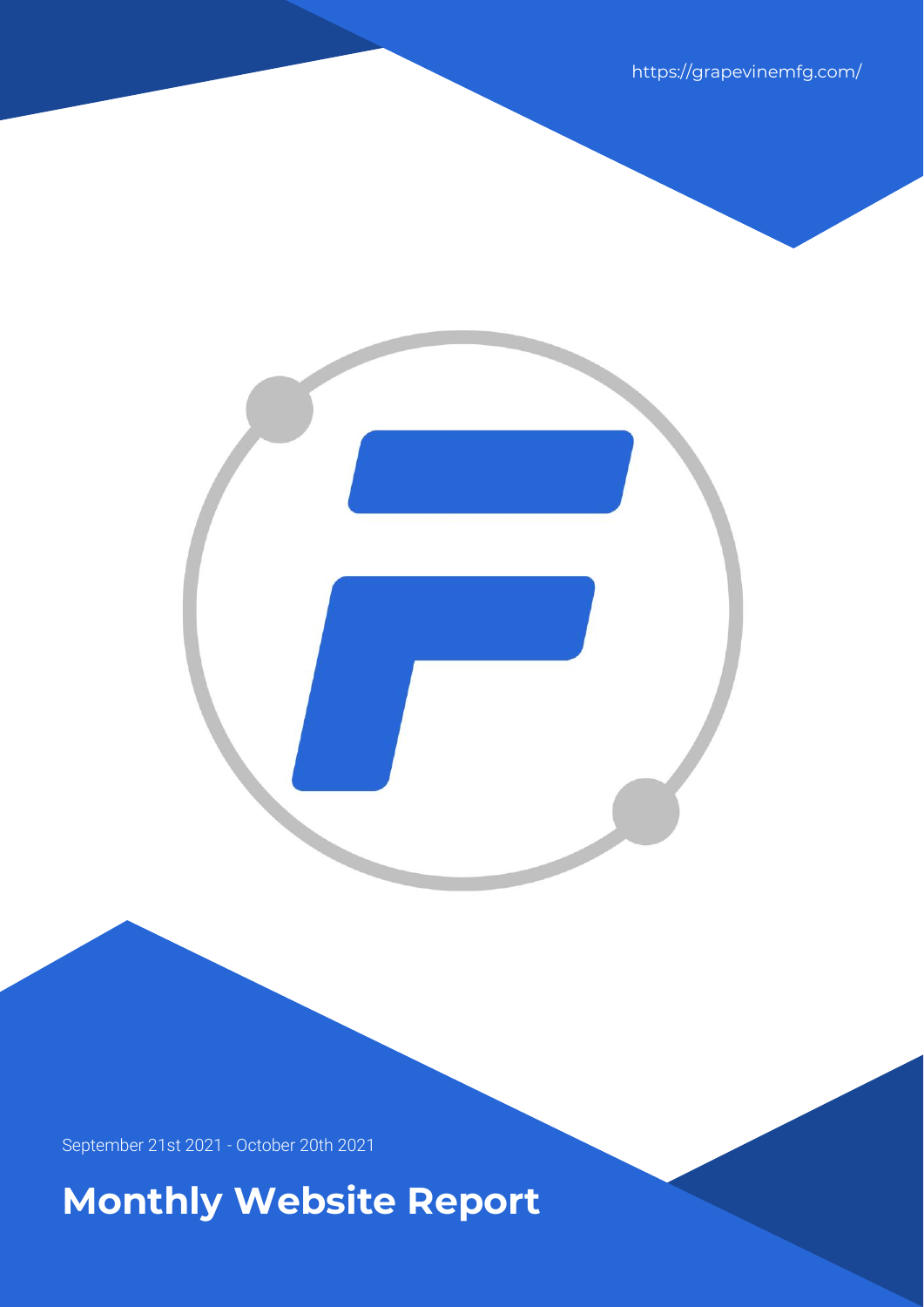https://grapevinemfg.com/

September 21st 2021 - October 20th 2021

# Monthly Website Report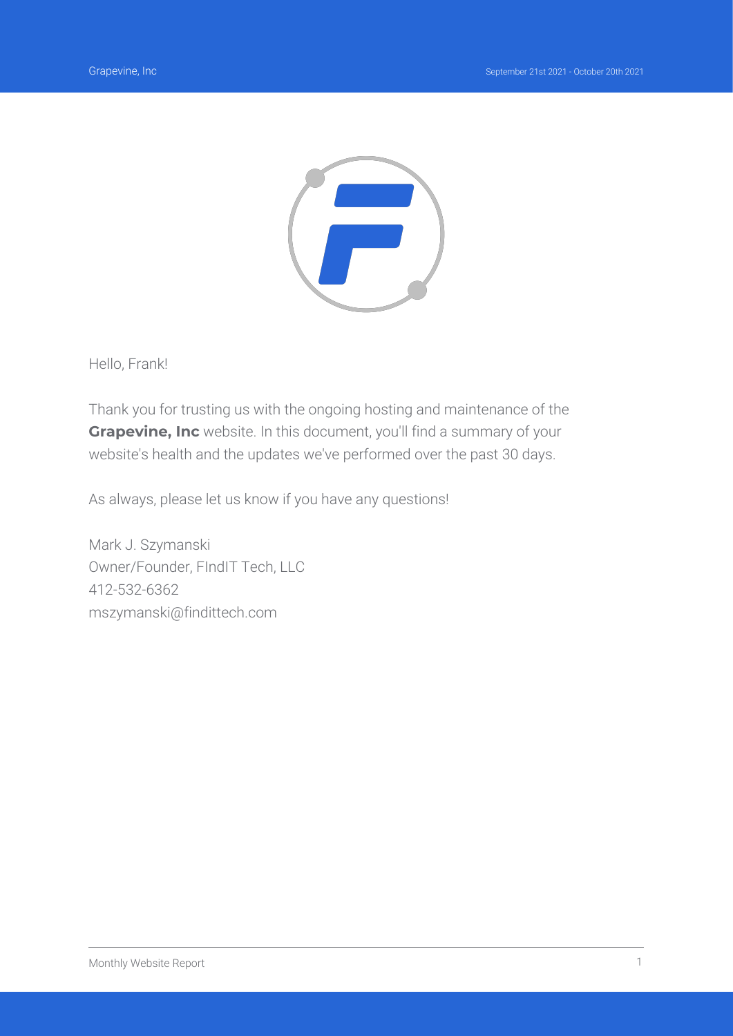Hello, Frank!

Thank you for trusting us with the ongoing hosting and maintenance of the **Grapevine, Inc** website. In this document, you'll find a summary of your website's health and the updates we've performed over the past 30 days.

As always, please let us know if you have any questions!

Mark J. Szymanski  
Owner/Founder, FIndIT Tech, LLC  
412-532-6362  
mszymanski@finditech.com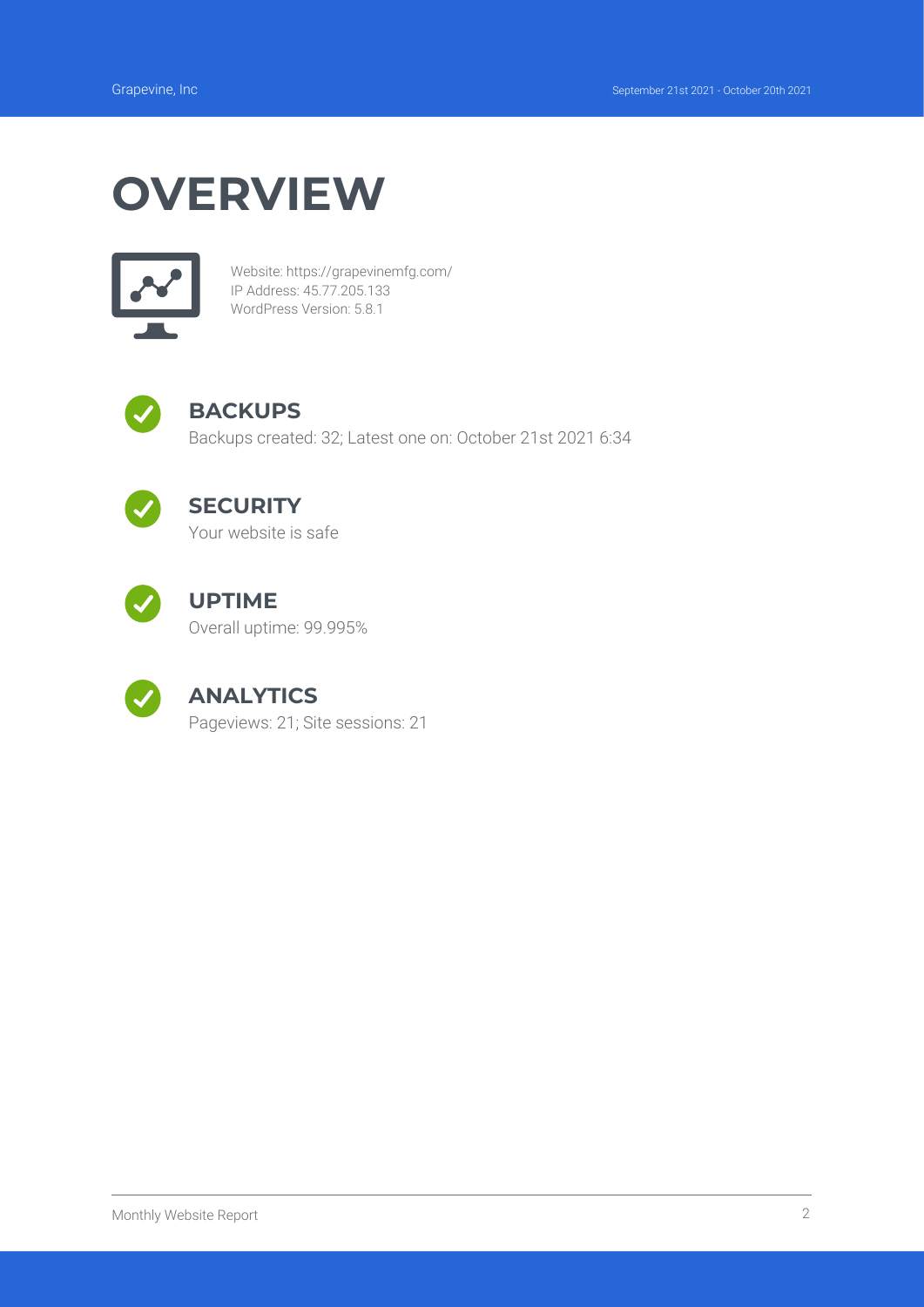# OVERVIEW

Website: https://grapevinemfg.com/
IP Address: 45.77.205.133
WordPress Version: 5.8.1

## BACKUPS

Backups created: 32; Latest one on: October 21st 2021 6:34

## SECURITY

Your website is safe

## UPTIME

Overall uptime: 99.995%

## ANALYTICS

Pageviews: 21; Site sessions: 21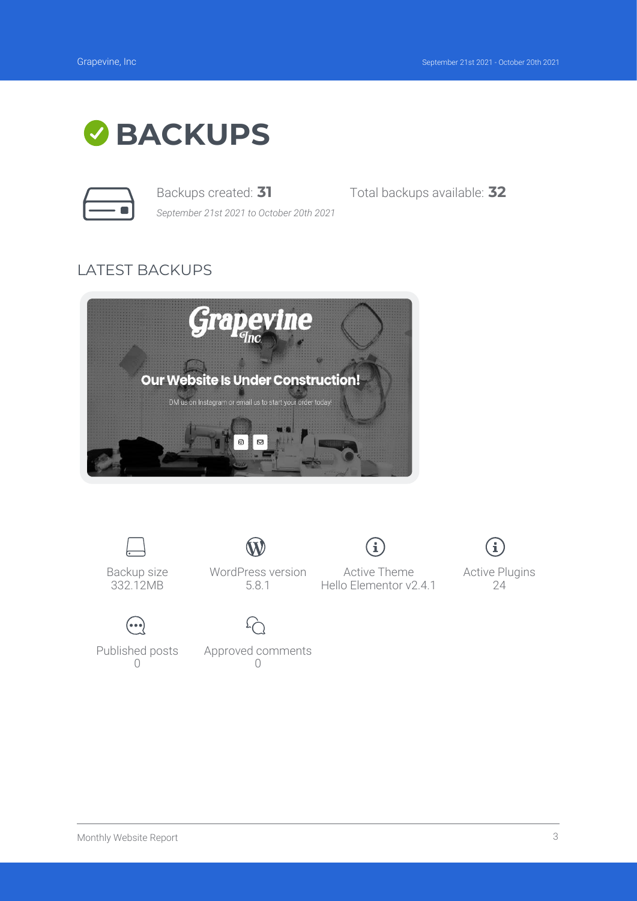# BACKUPS

Backups created: **31**

*September 21st 2021 to October 20th 2021*

Total backups available: **32**

## LATEST BACKUPS

Backup size
332.12MB

WordPress version
5.8.1

Active Theme
Hello Elementor v2.4.1

Active Plugins
24

Published posts
0

Approved comments
0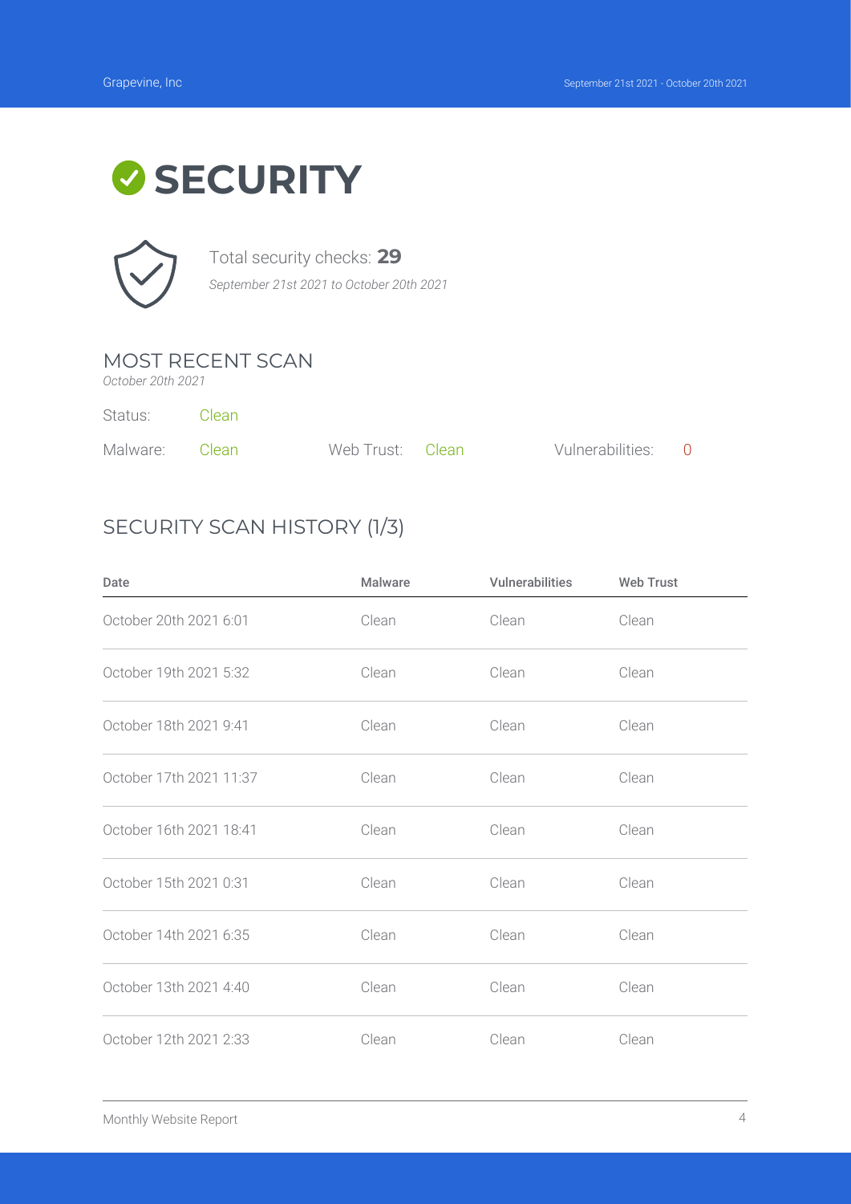# SECURITY

Total security checks: **29**

*September 21st 2021 to October 20th 2021*

## MOST RECENT SCAN

*October 20th 2021*

Status: Clean

Malware: Clean | Web Trust: Clean | Vulnerabilities: 0

## SECURITY SCAN HISTORY (1/3)

| Date | Malware | Vulnerabilities | Web Trust |
| --- | --- | --- | --- |
| October 20th 2021 6:01 | Clean | Clean | Clean |
| October 19th 2021 5:32 | Clean | Clean | Clean |
| October 18th 2021 9:41 | Clean | Clean | Clean |
| October 17th 2021 11:37 | Clean | Clean | Clean |
| October 16th 2021 18:41 | Clean | Clean | Clean |
| October 15th 2021 0:31 | Clean | Clean | Clean |
| October 14th 2021 6:35 | Clean | Clean | Clean |
| October 13th 2021 4:40 | Clean | Clean | Clean |
| October 12th 2021 2:33 | Clean | Clean | Clean |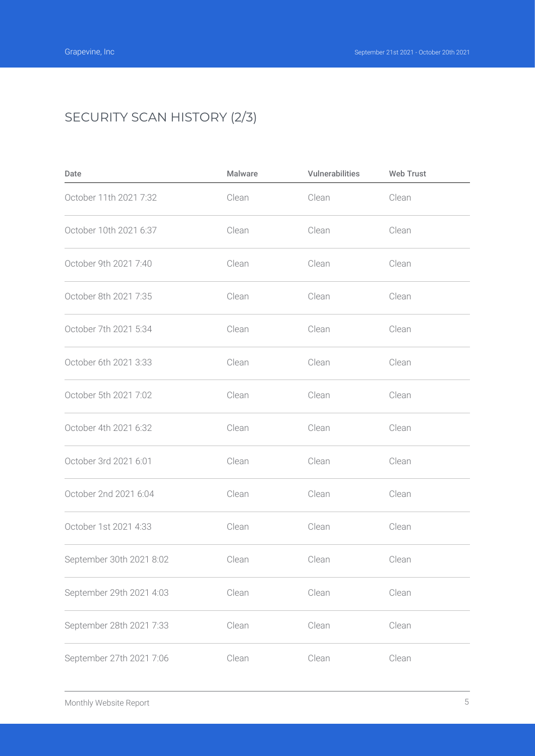## SECURITY SCAN HISTORY (2/3)

| Date | Malware | Vulnerabilities | Web Trust |
| --- | --- | --- | --- |
| October 11th 2021 7:32 | Clean | Clean | Clean |
| October 10th 2021 6:37 | Clean | Clean | Clean |
| October 9th 2021 7:40 | Clean | Clean | Clean |
| October 8th 2021 7:35 | Clean | Clean | Clean |
| October 7th 2021 5:34 | Clean | Clean | Clean |
| October 6th 2021 3:33 | Clean | Clean | Clean |
| October 5th 2021 7:02 | Clean | Clean | Clean |
| October 4th 2021 6:32 | Clean | Clean | Clean |
| October 3rd 2021 6:01 | Clean | Clean | Clean |
| October 2nd 2021 6:04 | Clean | Clean | Clean |
| October 1st 2021 4:33 | Clean | Clean | Clean |
| September 30th 2021 8:02 | Clean | Clean | Clean |
| September 29th 2021 4:03 | Clean | Clean | Clean |
| September 28th 2021 7:33 | Clean | Clean | Clean |
| September 27th 2021 7:06 | Clean | Clean | Clean |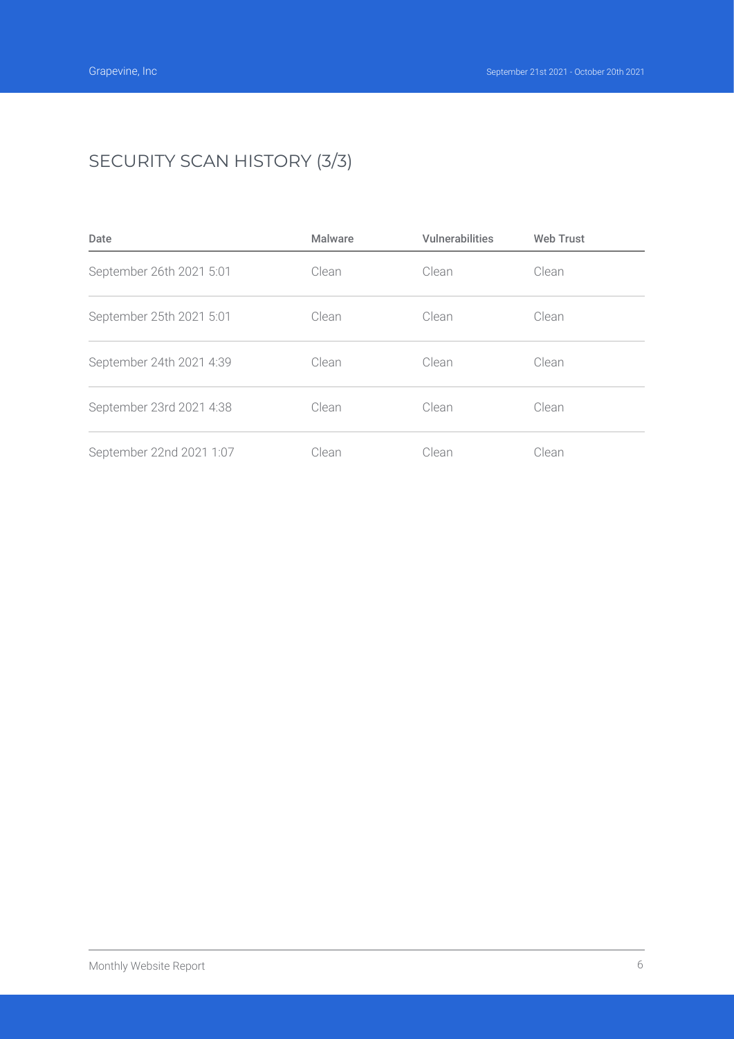## SECURITY SCAN HISTORY (3/3)

| Date | Malware | Vulnerabilities | Web Trust |
| --- | --- | --- | --- |
| September 26th 2021 5:01 | Clean | Clean | Clean |
| September 25th 2021 5:01 | Clean | Clean | Clean |
| September 24th 2021 4:39 | Clean | Clean | Clean |
| September 23rd 2021 4:38 | Clean | Clean | Clean |
| September 22nd 2021 1:07 | Clean | Clean | Clean |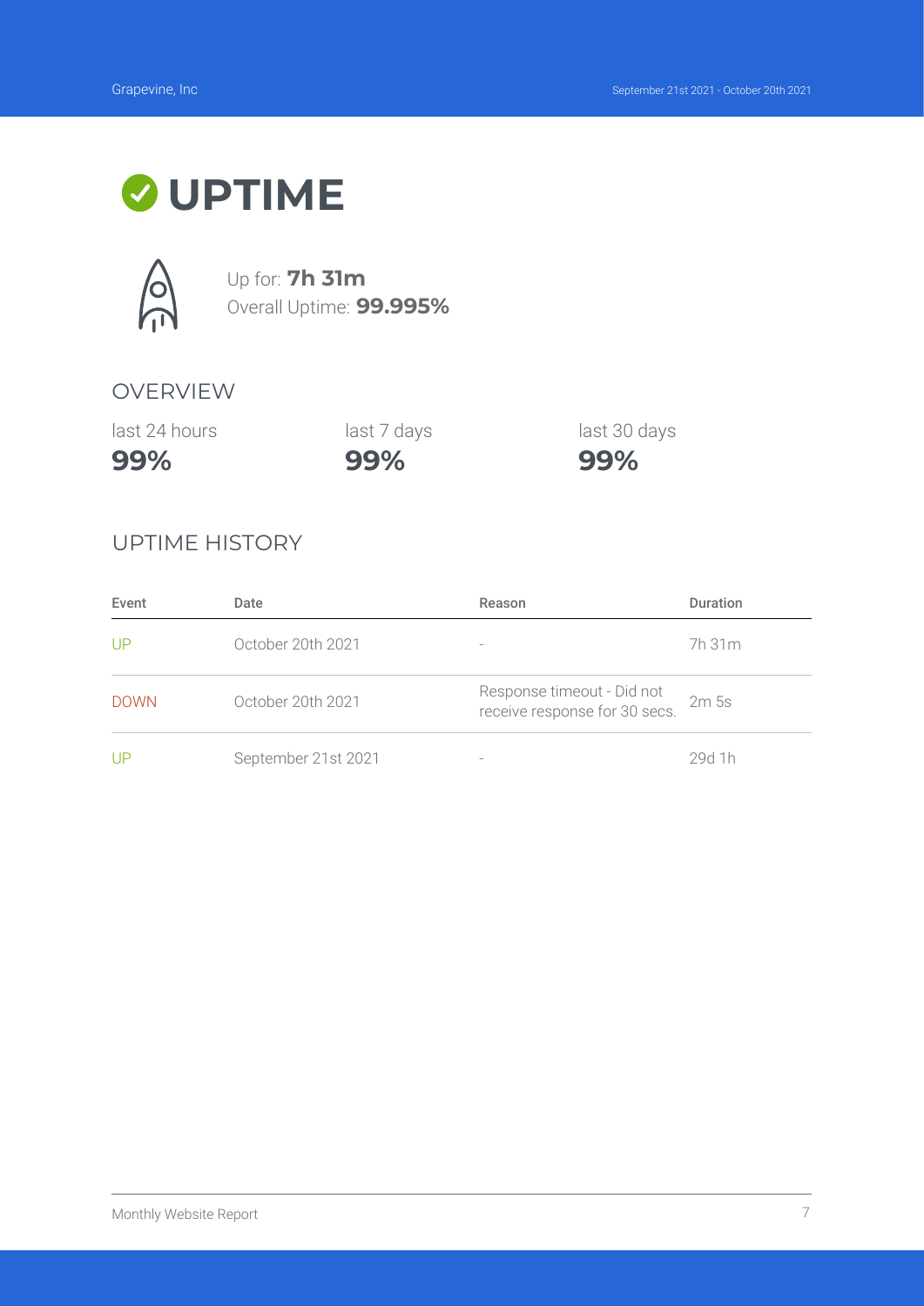# UPTIME

Up for: **7h 31m**
Overall Uptime: **99.995%**

## OVERVIEW

| last 24 hours | last 7 days | last 30 days |
|---|---|---|
| **99%** | **99%** | **99%** |

## UPTIME HISTORY

| Event | Date | Reason | Duration |
|---|---|---|---|
| UP | October 20th 2021 | - | 7h 31m |
| DOWN | October 20th 2021 | Response timeout - Did not receive response for 30 secs. | 2m 5s |
| UP | September 21st 2021 | - | 29d 1h |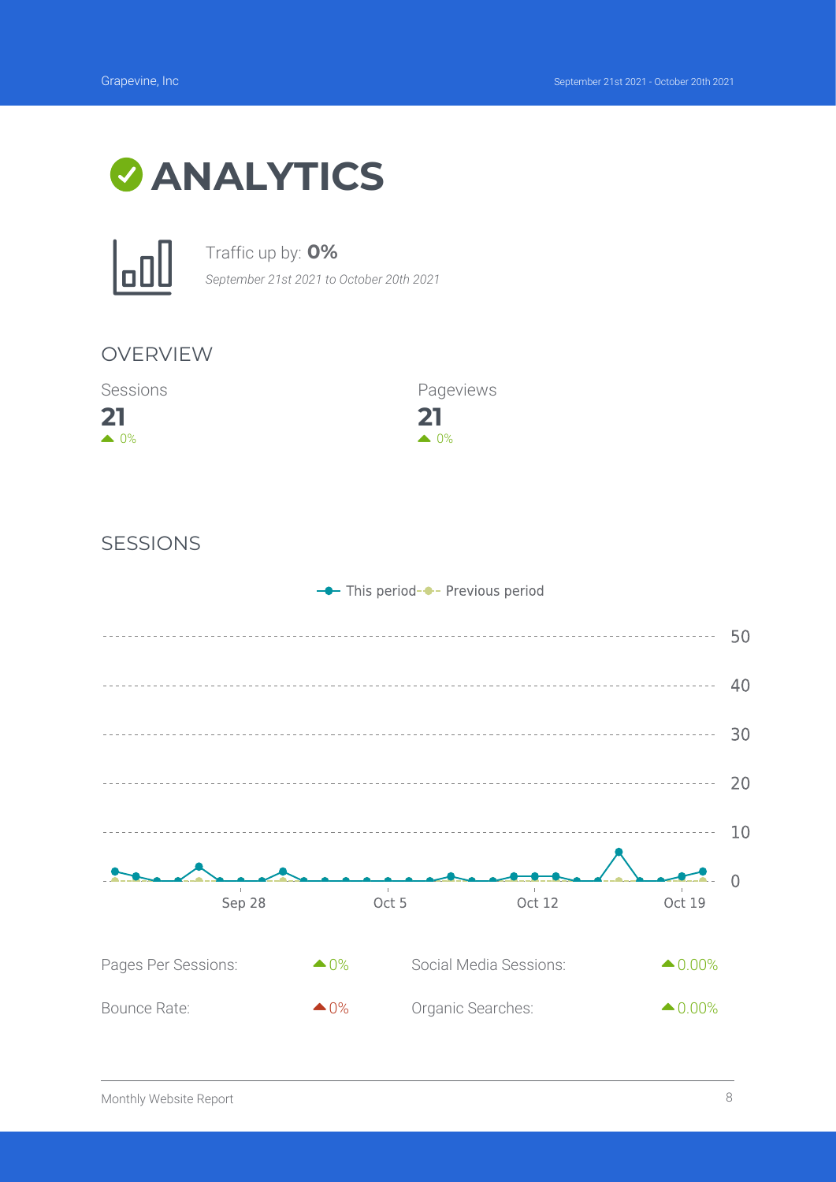# ANALYTICS

Traffic up by: **0%**

*September 21st 2021 to October 20th 2021*

## OVERVIEW

| Sessions | Pageviews |
|---|---|
| **21** | **21** |
| ▲ 0% | ▲ 0% |

## SESSIONS

This period — Previous period

| | | | |
|---|---|---|---|
| Pages Per Sessions: | ▲0% | Social Media Sessions: | ▲0.00% |
| Bounce Rate: | ▲0% | Organic Searches: | ▲0.00% |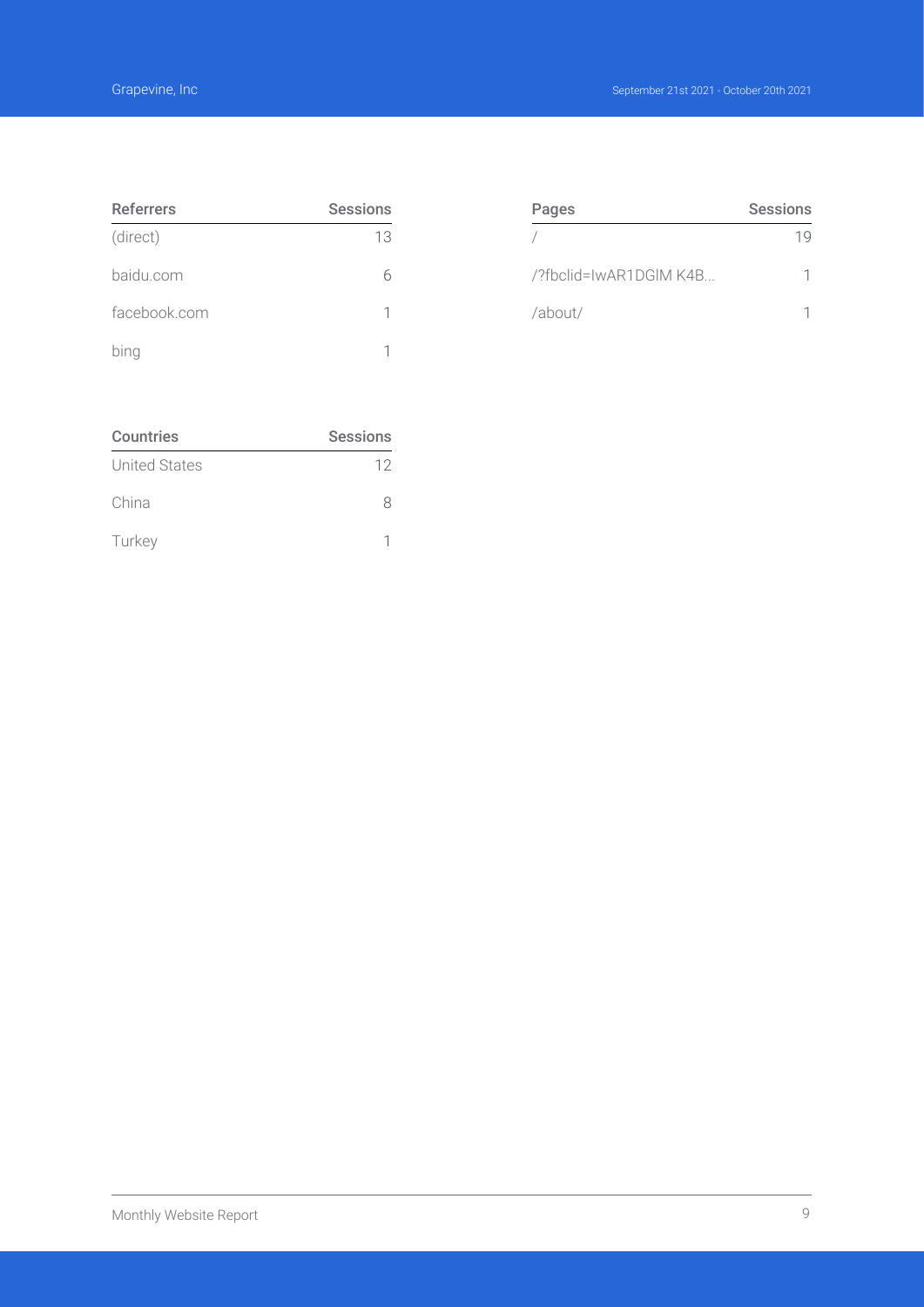| Referrers | Sessions |
| --- | --- |
| (direct) | 13 |
| baidu.com | 6 |
| facebook.com | 1 |
| bing | 1 |

| Pages | Sessions |
| --- | --- |
| / | 19 |
| /?fbclid=IwAR1DGIM K4B... | 1 |
| /about/ | 1 |

| Countries | Sessions |
| --- | --- |
| United States | 12 |
| China | 8 |
| Turkey | 1 |